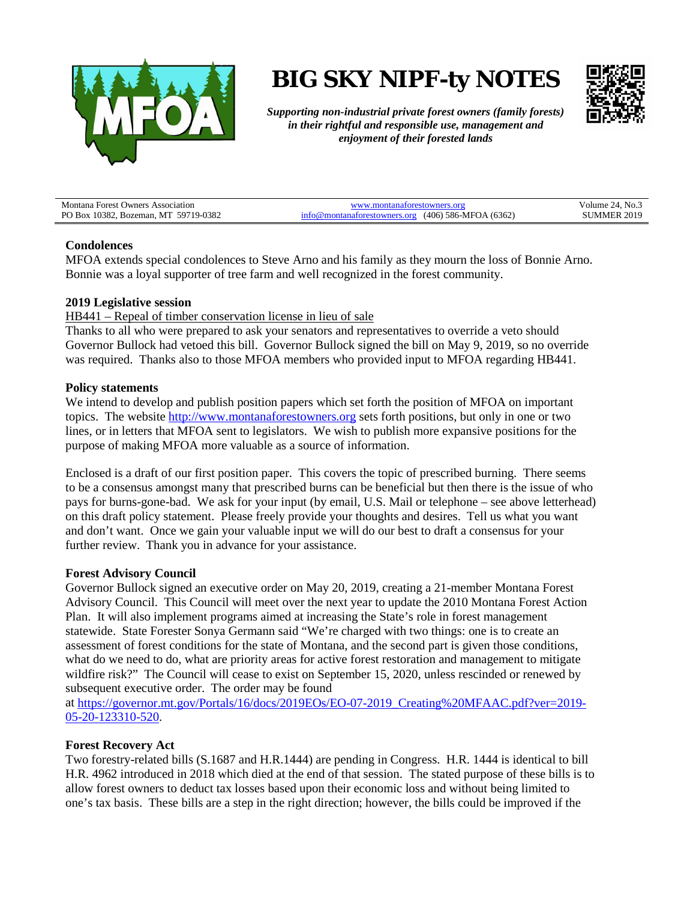# BIG SKY NIPF-ty NOTES

***Supporting non-industrial private forest owners (family forests) in their rightful and responsible use, management and enjoyment of their forested lands***

| Montana Forest Owners Association<br>PO Box 10382, Bozeman, MT 59719-0382 | www.montanaforestowners.org<br>info@montanaforestowners.org (406) 586-MFOA (6362) | Volume 24, No.3<br>SUMMER 2019 |
|---|---|---|

**Condolences**

MFOA extends special condolences to Steve Arno and his family as they mourn the loss of Bonnie Arno. Bonnie was a loyal supporter of tree farm and well recognized in the forest community.

**2019 Legislative session**

HB441 – Repeal of timber conservation license in lieu of sale

Thanks to all who were prepared to ask your senators and representatives to override a veto should Governor Bullock had vetoed this bill. Governor Bullock signed the bill on May 9, 2019, so no override was required. Thanks also to those MFOA members who provided input to MFOA regarding HB441.

**Policy statements**

We intend to develop and publish position papers which set forth the position of MFOA on important topics. The website http://www.montanaforestowners.org sets forth positions, but only in one or two lines, or in letters that MFOA sent to legislators. We wish to publish more expansive positions for the purpose of making MFOA more valuable as a source of information.

Enclosed is a draft of our first position paper. This covers the topic of prescribed burning. There seems to be a consensus amongst many that prescribed burns can be beneficial but then there is the issue of who pays for burns-gone-bad. We ask for your input (by email, U.S. Mail or telephone – see above letterhead) on this draft policy statement. Please freely provide your thoughts and desires. Tell us what you want and don't want. Once we gain your valuable input we will do our best to draft a consensus for your further review. Thank you in advance for your assistance.

**Forest Advisory Council**

Governor Bullock signed an executive order on May 20, 2019, creating a 21-member Montana Forest Advisory Council. This Council will meet over the next year to update the 2010 Montana Forest Action Plan. It will also implement programs aimed at increasing the State's role in forest management statewide. State Forester Sonya Germann said "We're charged with two things: one is to create an assessment of forest conditions for the state of Montana, and the second part is given those conditions, what do we need to do, what are priority areas for active forest restoration and management to mitigate wildfire risk?" The Council will cease to exist on September 15, 2020, unless rescinded or renewed by subsequent executive order. The order may be found at https://governor.mt.gov/Portals/16/docs/2019EOs/EO-07-2019_Creating%20MFAAC.pdf?ver=2019-05-20-123310-520.

**Forest Recovery Act**

Two forestry-related bills (S.1687 and H.R.1444) are pending in Congress. H.R. 1444 is identical to bill H.R. 4962 introduced in 2018 which died at the end of that session. The stated purpose of these bills is to allow forest owners to deduct tax losses based upon their economic loss and without being limited to one's tax basis. These bills are a step in the right direction; however, the bills could be improved if the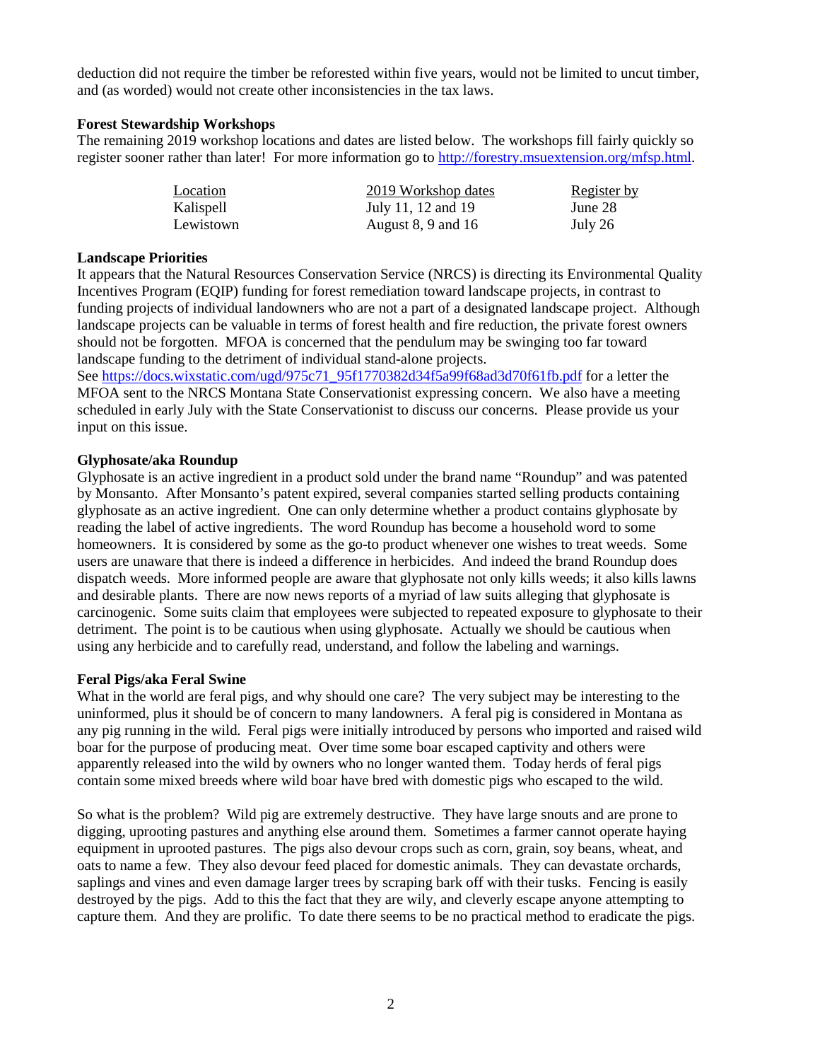deduction did not require the timber be reforested within five years, would not be limited to uncut timber, and (as worded) would not create other inconsistencies in the tax laws.

### Forest Stewardship Workshops

The remaining 2019 workshop locations and dates are listed below. The workshops fill fairly quickly so register sooner rather than later! For more information go to http://forestry.msuextension.org/mfsp.html.

| Location | 2019 Workshop dates | Register by |
|---|---|---|
| Kalispell | July 11, 12 and 19 | June 28 |
| Lewistown | August 8, 9 and 16 | July 26 |

### Landscape Priorities

It appears that the Natural Resources Conservation Service (NRCS) is directing its Environmental Quality Incentives Program (EQIP) funding for forest remediation toward landscape projects, in contrast to funding projects of individual landowners who are not a part of a designated landscape project. Although landscape projects can be valuable in terms of forest health and fire reduction, the private forest owners should not be forgotten. MFOA is concerned that the pendulum may be swinging too far toward landscape funding to the detriment of individual stand-alone projects.

See https://docs.wixstatic.com/ugd/975c71_95f1770382d34f5a99f68ad3d70f61fb.pdf for a letter the MFOA sent to the NRCS Montana State Conservationist expressing concern. We also have a meeting scheduled in early July with the State Conservationist to discuss our concerns. Please provide us your input on this issue.

### Glyphosate/aka Roundup

Glyphosate is an active ingredient in a product sold under the brand name "Roundup" and was patented by Monsanto. After Monsanto's patent expired, several companies started selling products containing glyphosate as an active ingredient. One can only determine whether a product contains glyphosate by reading the label of active ingredients. The word Roundup has become a household word to some homeowners. It is considered by some as the go-to product whenever one wishes to treat weeds. Some users are unaware that there is indeed a difference in herbicides. And indeed the brand Roundup does dispatch weeds. More informed people are aware that glyphosate not only kills weeds; it also kills lawns and desirable plants. There are now news reports of a myriad of law suits alleging that glyphosate is carcinogenic. Some suits claim that employees were subjected to repeated exposure to glyphosate to their detriment. The point is to be cautious when using glyphosate. Actually we should be cautious when using any herbicide and to carefully read, understand, and follow the labeling and warnings.

### Feral Pigs/aka Feral Swine

What in the world are feral pigs, and why should one care? The very subject may be interesting to the uninformed, plus it should be of concern to many landowners. A feral pig is considered in Montana as any pig running in the wild. Feral pigs were initially introduced by persons who imported and raised wild boar for the purpose of producing meat. Over time some boar escaped captivity and others were apparently released into the wild by owners who no longer wanted them. Today herds of feral pigs contain some mixed breeds where wild boar have bred with domestic pigs who escaped to the wild.

So what is the problem? Wild pig are extremely destructive. They have large snouts and are prone to digging, uprooting pastures and anything else around them. Sometimes a farmer cannot operate haying equipment in uprooted pastures. The pigs also devour crops such as corn, grain, soy beans, wheat, and oats to name a few. They also devour feed placed for domestic animals. They can devastate orchards, saplings and vines and even damage larger trees by scraping bark off with their tusks. Fencing is easily destroyed by the pigs. Add to this the fact that they are wily, and cleverly escape anyone attempting to capture them. And they are prolific. To date there seems to be no practical method to eradicate the pigs.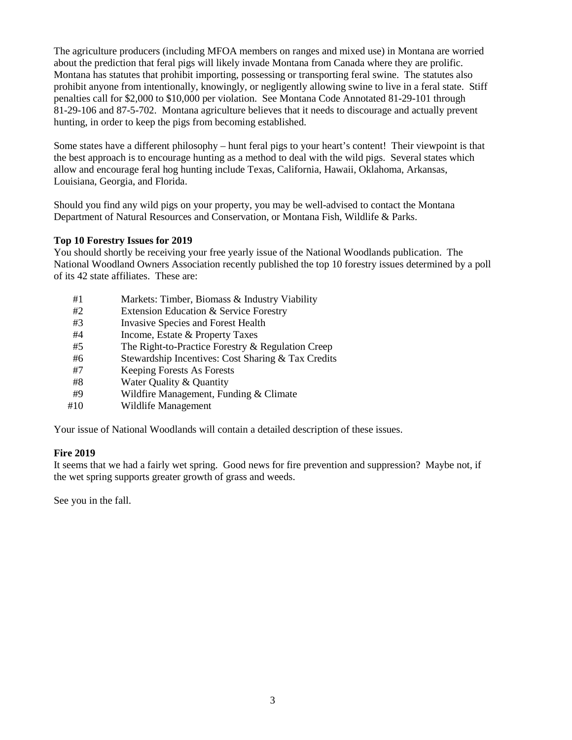The agriculture producers (including MFOA members on ranges and mixed use) in Montana are worried about the prediction that feral pigs will likely invade Montana from Canada where they are prolific. Montana has statutes that prohibit importing, possessing or transporting feral swine. The statutes also prohibit anyone from intentionally, knowingly, or negligently allowing swine to live in a feral state. Stiff penalties call for $2,000 to $10,000 per violation. See Montana Code Annotated 81-29-101 through 81-29-106 and 87-5-702. Montana agriculture believes that it needs to discourage and actually prevent hunting, in order to keep the pigs from becoming established.

Some states have a different philosophy – hunt feral pigs to your heart's content! Their viewpoint is that the best approach is to encourage hunting as a method to deal with the wild pigs. Several states which allow and encourage feral hog hunting include Texas, California, Hawaii, Oklahoma, Arkansas, Louisiana, Georgia, and Florida.

Should you find any wild pigs on your property, you may be well-advised to contact the Montana Department of Natural Resources and Conservation, or Montana Fish, Wildlife & Parks.

**Top 10 Forestry Issues for 2019**

You should shortly be receiving your free yearly issue of the National Woodlands publication. The National Woodland Owners Association recently published the top 10 forestry issues determined by a poll of its 42 state affiliates. These are:

- #1 Markets: Timber, Biomass & Industry Viability
- #2 Extension Education & Service Forestry
- #3 Invasive Species and Forest Health
- #4 Income, Estate & Property Taxes
- #5 The Right-to-Practice Forestry & Regulation Creep
- #6 Stewardship Incentives: Cost Sharing & Tax Credits
- #7 Keeping Forests As Forests
- #8 Water Quality & Quantity
- #9 Wildfire Management, Funding & Climate
- #10 Wildlife Management

Your issue of National Woodlands will contain a detailed description of these issues.

**Fire 2019**

It seems that we had a fairly wet spring. Good news for fire prevention and suppression? Maybe not, if the wet spring supports greater growth of grass and weeds.

See you in the fall.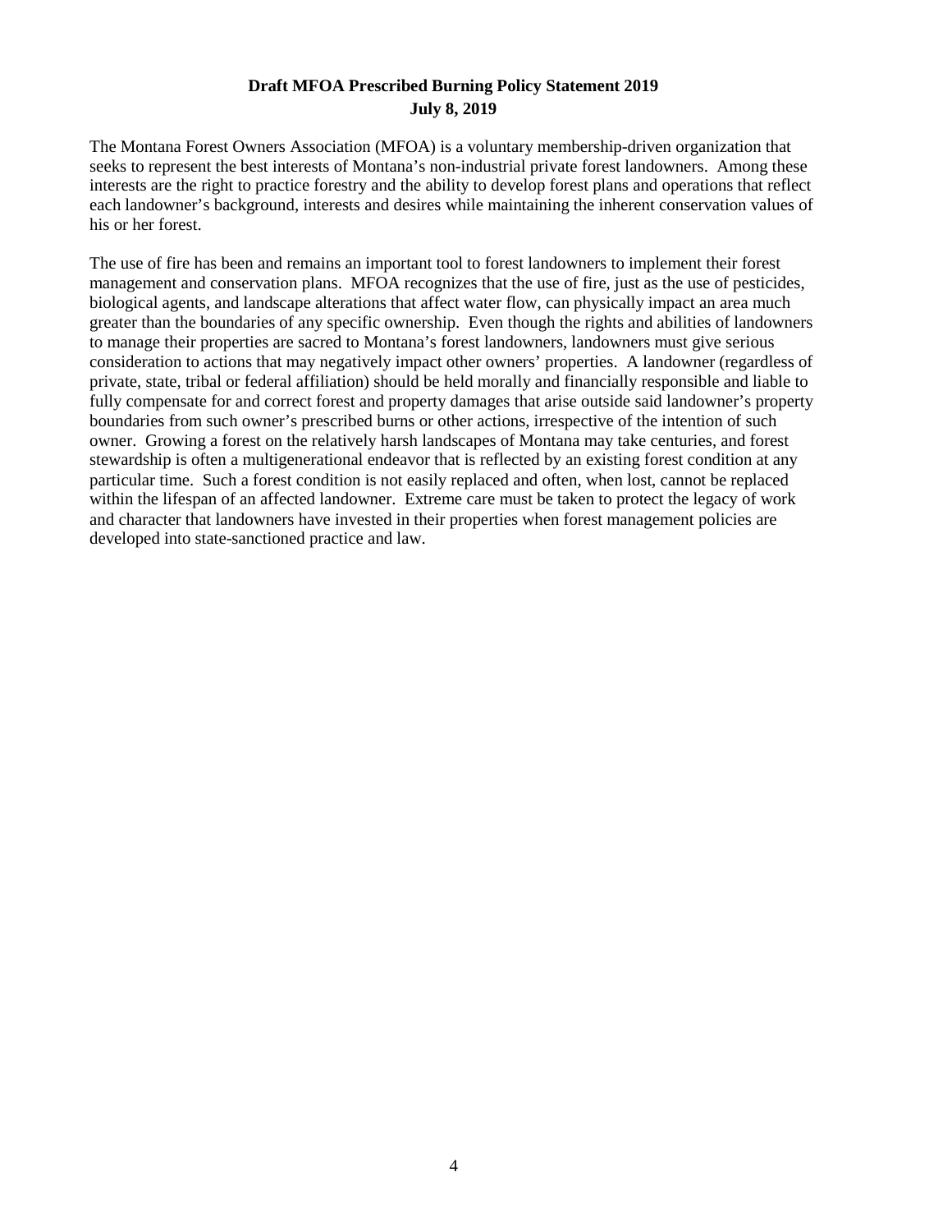**Draft MFOA Prescribed Burning Policy Statement 2019**
**July 8, 2019**

The Montana Forest Owners Association (MFOA) is a voluntary membership-driven organization that seeks to represent the best interests of Montana's non-industrial private forest landowners. Among these interests are the right to practice forestry and the ability to develop forest plans and operations that reflect each landowner's background, interests and desires while maintaining the inherent conservation values of his or her forest.

The use of fire has been and remains an important tool to forest landowners to implement their forest management and conservation plans. MFOA recognizes that the use of fire, just as the use of pesticides, biological agents, and landscape alterations that affect water flow, can physically impact an area much greater than the boundaries of any specific ownership. Even though the rights and abilities of landowners to manage their properties are sacred to Montana's forest landowners, landowners must give serious consideration to actions that may negatively impact other owners' properties. A landowner (regardless of private, state, tribal or federal affiliation) should be held morally and financially responsible and liable to fully compensate for and correct forest and property damages that arise outside said landowner's property boundaries from such owner's prescribed burns or other actions, irrespective of the intention of such owner. Growing a forest on the relatively harsh landscapes of Montana may take centuries, and forest stewardship is often a multigenerational endeavor that is reflected by an existing forest condition at any particular time. Such a forest condition is not easily replaced and often, when lost, cannot be replaced within the lifespan of an affected landowner. Extreme care must be taken to protect the legacy of work and character that landowners have invested in their properties when forest management policies are developed into state-sanctioned practice and law.